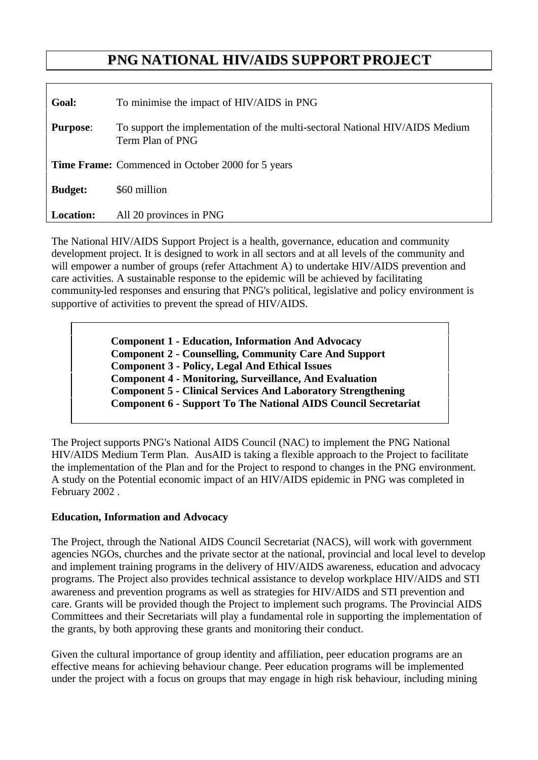# PNG NATIONAL HIV/AIDS SUPPORT PROJECT

| | |
|---|---|
| **Goal:** | To minimise the impact of HIV/AIDS in PNG |
| **Purpose**: | To support the implementation of the multi-sectoral National HIV/AIDS Medium Term Plan of PNG |
| **Time Frame:** | Commenced in October 2000 for 5 years |
| **Budget:** | \$60 million |
| **Location:** | All 20 provinces in PNG |

The National HIV/AIDS Support Project is a health, governance, education and community development project. It is designed to work in all sectors and at all levels of the community and will empower a number of groups (refer Attachment A) to undertake HIV/AIDS prevention and care activities. A sustainable response to the epidemic will be achieved by facilitating community-led responses and ensuring that PNG's political, legislative and policy environment is supportive of activities to prevent the spread of HIV/AIDS.

**Component 1 - Education, Information And Advocacy**
**Component 2 - Counselling, Community Care And Support**
**Component 3 - Policy, Legal And Ethical Issues**
**Component 4 - Monitoring, Surveillance, And Evaluation**
**Component 5 - Clinical Services And Laboratory Strengthening**
**Component 6 - Support To The National AIDS Council Secretariat**

The Project supports PNG's National AIDS Council (NAC) to implement the PNG National HIV/AIDS Medium Term Plan. AusAID is taking a flexible approach to the Project to facilitate the implementation of the Plan and for the Project to respond to changes in the PNG environment. A study on the Potential economic impact of an HIV/AIDS epidemic in PNG was completed in February 2002 .

**Education, Information and Advocacy**

The Project, through the National AIDS Council Secretariat (NACS), will work with government agencies NGOs, churches and the private sector at the national, provincial and local level to develop and implement training programs in the delivery of HIV/AIDS awareness, education and advocacy programs. The Project also provides technical assistance to develop workplace HIV/AIDS and STI awareness and prevention programs as well as strategies for HIV/AIDS and STI prevention and care. Grants will be provided though the Project to implement such programs. The Provincial AIDS Committees and their Secretariats will play a fundamental role in supporting the implementation of the grants, by both approving these grants and monitoring their conduct.

Given the cultural importance of group identity and affiliation, peer education programs are an effective means for achieving behaviour change. Peer education programs will be implemented under the project with a focus on groups that may engage in high risk behaviour, including mining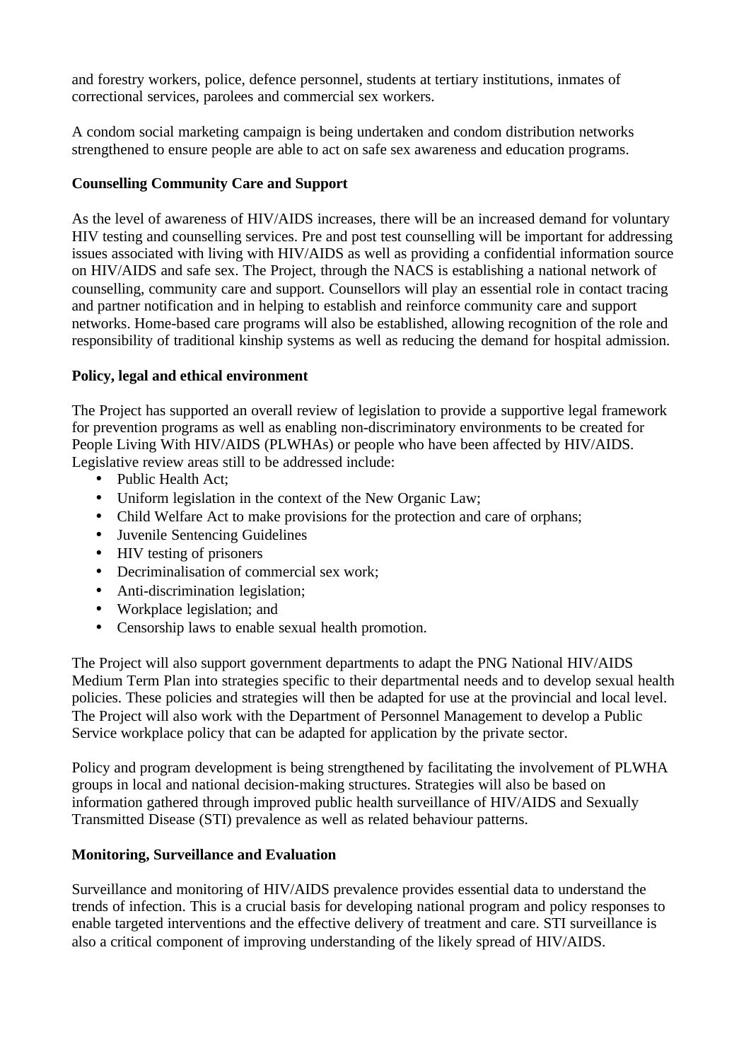and forestry workers, police, defence personnel, students at tertiary institutions, inmates of correctional services, parolees and commercial sex workers.

A condom social marketing campaign is being undertaken and condom distribution networks strengthened to ensure people are able to act on safe sex awareness and education programs.

**Counselling Community Care and Support**

As the level of awareness of HIV/AIDS increases, there will be an increased demand for voluntary HIV testing and counselling services. Pre and post test counselling will be important for addressing issues associated with living with HIV/AIDS as well as providing a confidential information source on HIV/AIDS and safe sex. The Project, through the NACS is establishing a national network of counselling, community care and support. Counsellors will play an essential role in contact tracing and partner notification and in helping to establish and reinforce community care and support networks. Home-based care programs will also be established, allowing recognition of the role and responsibility of traditional kinship systems as well as reducing the demand for hospital admission.

**Policy, legal and ethical environment**

The Project has supported an overall review of legislation to provide a supportive legal framework for prevention programs as well as enabling non-discriminatory environments to be created for People Living With HIV/AIDS (PLWHAs) or people who have been affected by HIV/AIDS. Legislative review areas still to be addressed include:

- Public Health Act;
- Uniform legislation in the context of the New Organic Law;
- Child Welfare Act to make provisions for the protection and care of orphans;
- Juvenile Sentencing Guidelines
- HIV testing of prisoners
- Decriminalisation of commercial sex work;
- Anti-discrimination legislation;
- Workplace legislation; and
- Censorship laws to enable sexual health promotion.

The Project will also support government departments to adapt the PNG National HIV/AIDS Medium Term Plan into strategies specific to their departmental needs and to develop sexual health policies. These policies and strategies will then be adapted for use at the provincial and local level. The Project will also work with the Department of Personnel Management to develop a Public Service workplace policy that can be adapted for application by the private sector.

Policy and program development is being strengthened by facilitating the involvement of PLWHA groups in local and national decision-making structures. Strategies will also be based on information gathered through improved public health surveillance of HIV/AIDS and Sexually Transmitted Disease (STI) prevalence as well as related behaviour patterns.

**Monitoring, Surveillance and Evaluation**

Surveillance and monitoring of HIV/AIDS prevalence provides essential data to understand the trends of infection. This is a crucial basis for developing national program and policy responses to enable targeted interventions and the effective delivery of treatment and care. STI surveillance is also a critical component of improving understanding of the likely spread of HIV/AIDS.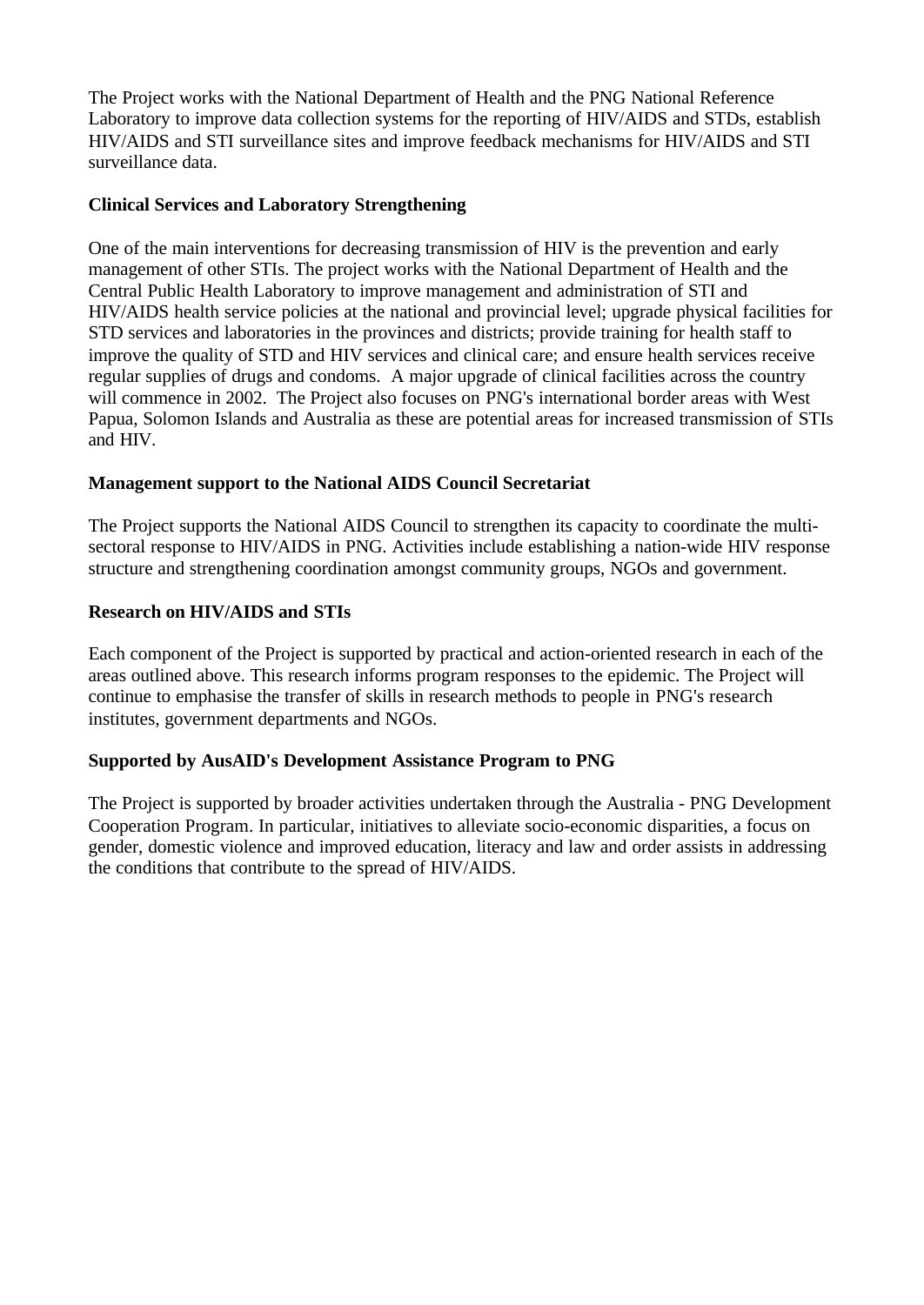The Project works with the National Department of Health and the PNG National Reference Laboratory to improve data collection systems for the reporting of HIV/AIDS and STDs, establish HIV/AIDS and STI surveillance sites and improve feedback mechanisms for HIV/AIDS and STI surveillance data.

**Clinical Services and Laboratory Strengthening**

One of the main interventions for decreasing transmission of HIV is the prevention and early management of other STIs. The project works with the National Department of Health and the Central Public Health Laboratory to improve management and administration of STI and HIV/AIDS health service policies at the national and provincial level; upgrade physical facilities for STD services and laboratories in the provinces and districts; provide training for health staff to improve the quality of STD and HIV services and clinical care; and ensure health services receive regular supplies of drugs and condoms. A major upgrade of clinical facilities across the country will commence in 2002. The Project also focuses on PNG's international border areas with West Papua, Solomon Islands and Australia as these are potential areas for increased transmission of STIs and HIV.

**Management support to the National AIDS Council Secretariat**

The Project supports the National AIDS Council to strengthen its capacity to coordinate the multi-sectoral response to HIV/AIDS in PNG. Activities include establishing a nation-wide HIV response structure and strengthening coordination amongst community groups, NGOs and government.

**Research on HIV/AIDS and STIs**

Each component of the Project is supported by practical and action-oriented research in each of the areas outlined above. This research informs program responses to the epidemic. The Project will continue to emphasise the transfer of skills in research methods to people in PNG's research institutes, government departments and NGOs.

**Supported by AusAID's Development Assistance Program to PNG**

The Project is supported by broader activities undertaken through the Australia - PNG Development Cooperation Program. In particular, initiatives to alleviate socio-economic disparities, a focus on gender, domestic violence and improved education, literacy and law and order assists in addressing the conditions that contribute to the spread of HIV/AIDS.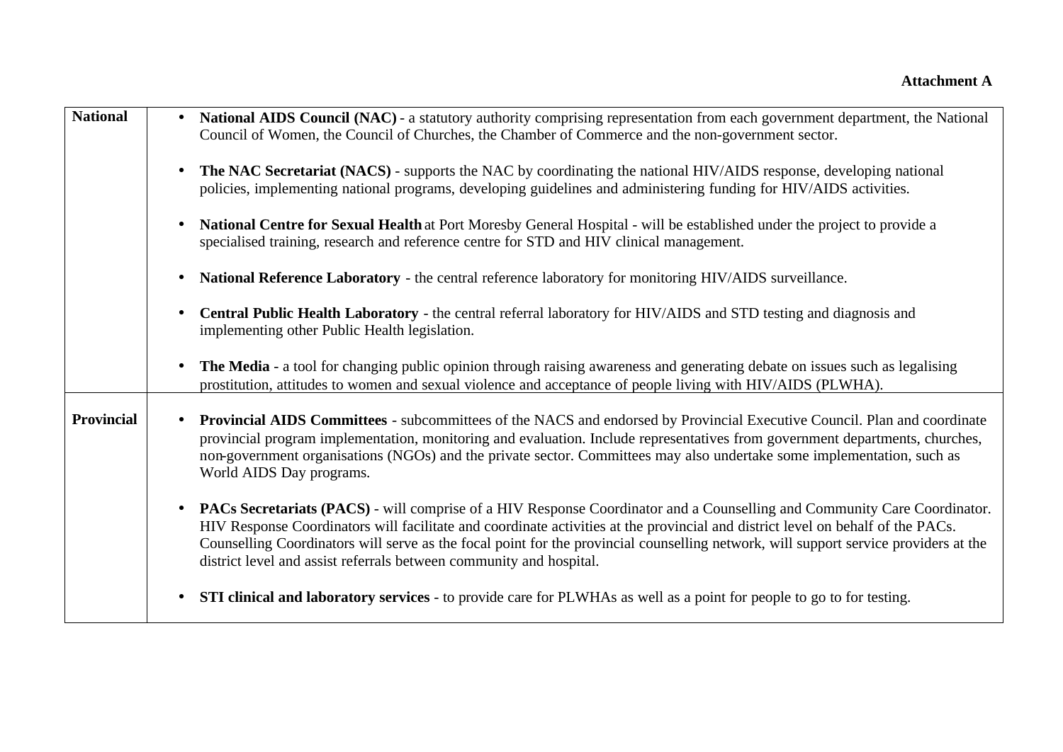**Attachment A**

| | |
|---|---|
| **National** | • **National AIDS Council (NAC)** - a statutory authority comprising representation from each government department, the National Council of Women, the Council of Churches, the Chamber of Commerce and the non-government sector.<br><br>• **The NAC Secretariat (NACS)** - supports the NAC by coordinating the national HIV/AIDS response, developing national policies, implementing national programs, developing guidelines and administering funding for HIV/AIDS activities.<br><br>• **National Centre for Sexual Health** at Port Moresby General Hospital - will be established under the project to provide a specialised training, research and reference centre for STD and HIV clinical management.<br><br>• **National Reference Laboratory** - the central reference laboratory for monitoring HIV/AIDS surveillance.<br><br>• **Central Public Health Laboratory** - the central referral laboratory for HIV/AIDS and STD testing and diagnosis and implementing other Public Health legislation.<br><br>• **The Media** - a tool for changing public opinion through raising awareness and generating debate on issues such as legalising prostitution, attitudes to women and sexual violence and acceptance of people living with HIV/AIDS (PLWHA). |
| **Provincial** | • **Provincial AIDS Committees** - subcommittees of the NACS and endorsed by Provincial Executive Council. Plan and coordinate provincial program implementation, monitoring and evaluation. Include representatives from government departments, churches, non-government organisations (NGOs) and the private sector. Committees may also undertake some implementation, such as World AIDS Day programs.<br><br>• **PACs Secretariats (PACS)** - will comprise of a HIV Response Coordinator and a Counselling and Community Care Coordinator. HIV Response Coordinators will facilitate and coordinate activities at the provincial and district level on behalf of the PACs. Counselling Coordinators will serve as the focal point for the provincial counselling network, will support service providers at the district level and assist referrals between community and hospital.<br><br>• **STI clinical and laboratory services** - to provide care for PLWHAs as well as a point for people to go to for testing. |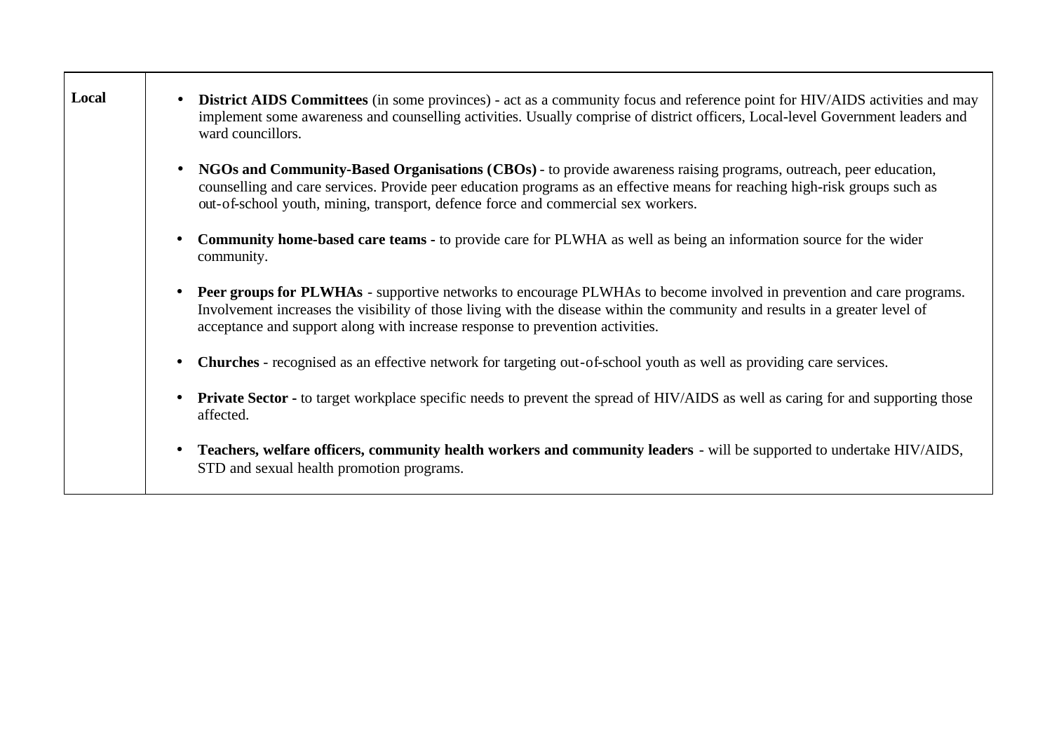| | |
|---|---|
| **Local** | • **District AIDS Committees** (in some provinces) - act as a community focus and reference point for HIV/AIDS activities and may implement some awareness and counselling activities. Usually comprise of district officers, Local-level Government leaders and ward councillors.<br><br>• **NGOs and Community-Based Organisations (CBOs)** - to provide awareness raising programs, outreach, peer education, counselling and care services. Provide peer education programs as an effective means for reaching high-risk groups such as out-of-school youth, mining, transport, defence force and commercial sex workers.<br><br>• **Community home-based care teams -** to provide care for PLWHA as well as being an information source for the wider community.<br><br>• **Peer groups for PLWHAs** - supportive networks to encourage PLWHAs to become involved in prevention and care programs. Involvement increases the visibility of those living with the disease within the community and results in a greater level of acceptance and support along with increase response to prevention activities.<br><br>• **Churches** - recognised as an effective network for targeting out-of-school youth as well as providing care services.<br><br>• **Private Sector -** to target workplace specific needs to prevent the spread of HIV/AIDS as well as caring for and supporting those affected.<br><br>• **Teachers, welfare officers, community health workers and community leaders** - will be supported to undertake HIV/AIDS, STD and sexual health promotion programs. |